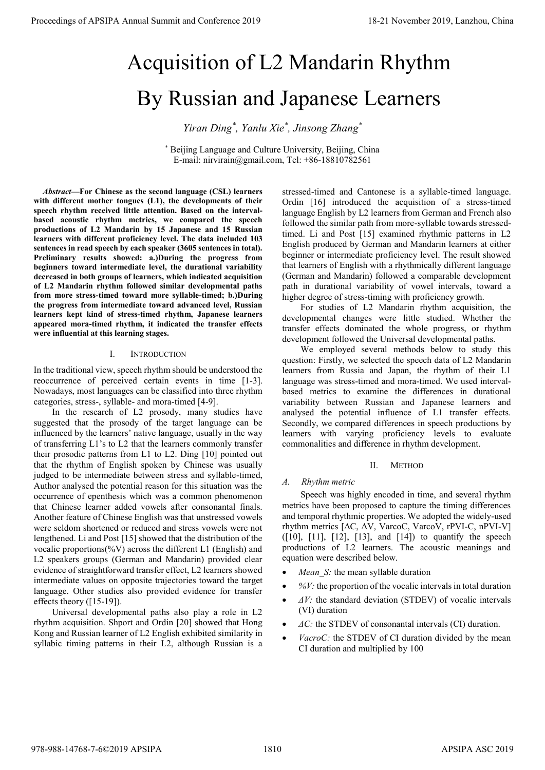# Acquisition of L2 Mandarin Rhythm By Russian and Japanese Learners

*Yiran Ding[*], Yanlu Xie[*], Jinsong Zhang[*]*

[*] Beijing Language and Culture University, Beijing, China
E-mail: nirvirain@gmail.com, Tel: +86-18810782561

***Abstract*—For Chinese as the second language (CSL) learners with different mother tongues (L1), the developments of their speech rhythm received little attention. Based on the interval-based acoustic rhythm metrics, we compared the speech productions of L2 Mandarin by 15 Japanese and 15 Russian learners with different proficiency level. The data included 103 sentences in read speech by each speaker (3605 sentences in total). Preliminary results showed: a.)During the progress from beginners toward intermediate level, the durational variability decreased in both groups of learners, which indicated acquisition of L2 Mandarin rhythm followed similar developmental paths from more stress-timed toward more syllable-timed; b.)During the progress from intermediate toward advanced level, Russian learners kept kind of stress-timed rhythm, Japanese learners appeared mora-timed rhythm, it indicated the transfer effects were influential at this learning stages.**

## I. Introduction

In the traditional view, speech rhythm should be understood the reoccurrence of perceived certain events in time [1-3]. Nowadays, most languages can be classified into three rhythm categories, stress-, syllable- and mora-timed [4-9].

In the research of L2 prosody, many studies have suggested that the prosody of the target language can be influenced by the learners' native language, usually in the way of transferring L1's to L2 that the learners commonly transfer their prosodic patterns from L1 to L2. Ding [10] pointed out that the rhythm of English spoken by Chinese was usually judged to be intermediate between stress and syllable-timed, Author analysed the potential reason for this situation was the occurrence of epenthesis which was a common phenomenon that Chinese learner added vowels after consonantal finals. Another feature of Chinese English was that unstressed vowels were seldom shortened or reduced and stress vowels were not lengthened. Li and Post [15] showed that the distribution of the vocalic proportions(%V) across the different L1 (English) and L2 speakers groups (German and Mandarin) provided clear evidence of straightforward transfer effect, L2 learners showed intermediate values on opposite trajectories toward the target language. Other studies also provided evidence for transfer effects theory ([15-19]).

Universal developmental paths also play a role in L2 rhythm acquisition. Shport and Ordin [20] showed that Hong Kong and Russian learner of L2 English exhibited similarity in syllabic timing patterns in their L2, although Russian is a stressed-timed and Cantonese is a syllable-timed language. Ordin [16] introduced the acquisition of a stress-timed language English by L2 learners from German and French also followed the similar path from more-syllable towards stressed-timed. Li and Post [15] examined rhythmic patterns in L2 English produced by German and Mandarin learners at either beginner or intermediate proficiency level. The result showed that learners of English with a rhythmically different language (German and Mandarin) followed a comparable development path in durational variability of vowel intervals, toward a higher degree of stress-timing with proficiency growth.

For studies of L2 Mandarin rhythm acquisition, the developmental changes were little studied. Whether the transfer effects dominated the whole progress, or rhythm development followed several Universal developmental paths.

We employed several methods below to study this question: Firstly, we selected the speech data of L2 Mandarin learners from Russia and Japan, the rhythm of their L1 language was stress-timed and mora-timed. We used interval-based metrics to examine the differences in durational variability between Russian and Japanese learners and analysed the potential influence of L1 transfer effects. Secondly, we compared differences in speech productions by learners with varying proficiency levels to evaluate commonalities and difference in rhythm development.

## II. Method

### *A. Rhythm metric*

Speech was highly encoded in time, and several rhythm metrics have been proposed to capture the timing differences and temporal rhythmic properties. We adopted the widely-used rhythm metrics [ΔC, ΔV, VarcoC, VarcoV, rPVI-C, nPVI-V] ([10], [11], [12], [13], and [14]) to quantify the speech productions of L2 learners. The acoustic meanings and equation were described below.

- *Mean_S:* the mean syllable duration
- *%V:* the proportion of the vocalic intervals in total duration
- *ΔV:* the standard deviation (STDEV) of vocalic intervals (VI) duration
- *ΔC:* the STDEV of consonantal intervals (CI) duration.
- *VacroC:* the STDEV of CI duration divided by the mean CI duration and multiplied by 100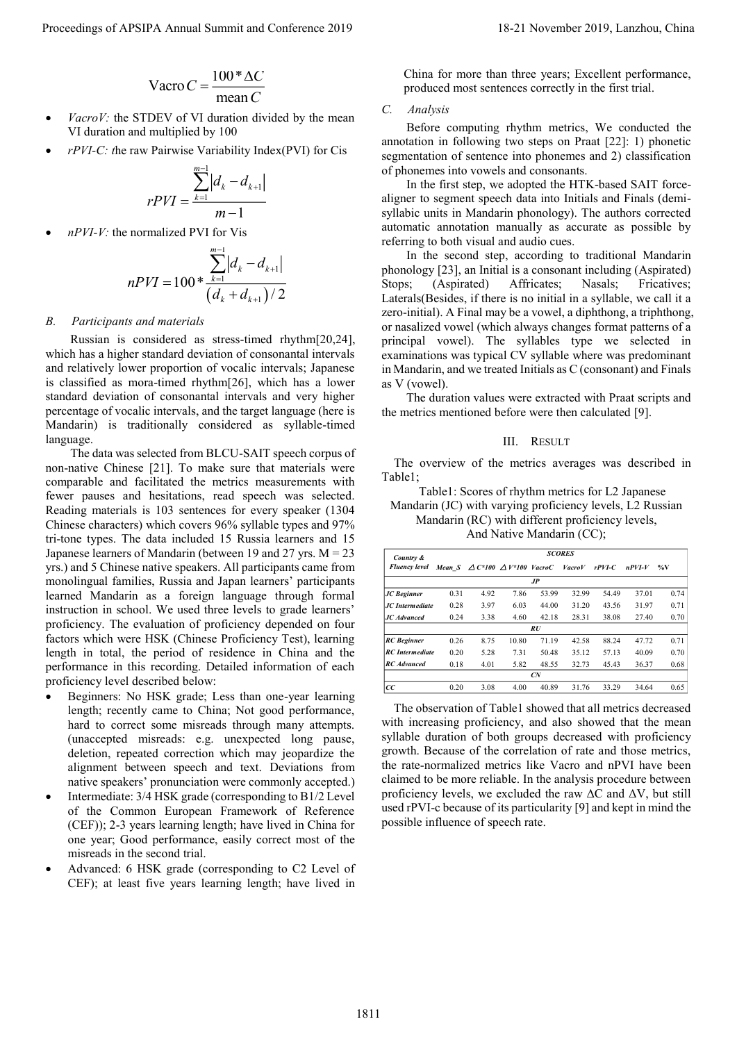$$\text{Vacro}\,C = \frac{100 * \Delta C}{\text{mean}\,C}$$

- *VacroV:* the STDEV of VI duration divided by the mean VI duration and multiplied by 100
- *rPVI-C: t*he raw Pairwise Variability Index(PVI) for Cis

$$rPVI = \frac{\sum_{k=1}^{m-1} |d_k - d_{k+1}|}{m-1}$$

- *nPVI-V:* the normalized PVI for Vis

$$nPVI = 100 * \frac{\sum_{k=1}^{m-1} |d_k - d_{k+1}|}{(d_k + d_{k+1})/2}$$

### *B. Participants and materials*

Russian is considered as stress-timed rhythm[20,24], which has a higher standard deviation of consonantal intervals and relatively lower proportion of vocalic intervals; Japanese is classified as mora-timed rhythm[26], which has a lower standard deviation of consonantal intervals and very higher percentage of vocalic intervals, and the target language (here is Mandarin) is traditionally considered as syllable-timed language.

The data was selected from BLCU-SAIT speech corpus of non-native Chinese [21]. To make sure that materials were comparable and facilitated the metrics measurements with fewer pauses and hesitations, read speech was selected. Reading materials is 103 sentences for every speaker (1304 Chinese characters) which covers 96% syllable types and 97% tri-tone types. The data included 15 Russia learners and 15 Japanese learners of Mandarin (between 19 and 27 yrs. M = 23 yrs.) and 5 Chinese native speakers. All participants came from monolingual families, Russia and Japan learners' participants learned Mandarin as a foreign language through formal instruction in school. We used three levels to grade learners' proficiency. The evaluation of proficiency depended on four factors which were HSK (Chinese Proficiency Test), learning length in total, the period of residence in China and the performance in this recording. Detailed information of each proficiency level described below:

- Beginners: No HSK grade; Less than one-year learning length; recently came to China; Not good performance, hard to correct some misreads through many attempts. (unaccepted misreads: e.g. unexpected long pause, deletion, repeated correction which may jeopardize the alignment between speech and text. Deviations from native speakers' pronunciation were commonly accepted.)
- Intermediate: 3/4 HSK grade (corresponding to B1/2 Level of the Common European Framework of Reference (CEF)); 2-3 years learning length; have lived in China for one year; Good performance, easily correct most of the misreads in the second trial.
- Advanced: 6 HSK grade (corresponding to C2 Level of CEF); at least five years learning length; have lived in China for more than three years; Excellent performance, produced most sentences correctly in the first trial.

### *C. Analysis*

Before computing rhythm metrics, We conducted the annotation in following two steps on Praat [22]: 1) phonetic segmentation of sentence into phonemes and 2) classification of phonemes into vowels and consonants.

In the first step, we adopted the HTK-based SAIT force-aligner to segment speech data into Initials and Finals (demi-syllabic units in Mandarin phonology). The authors corrected automatic annotation manually as accurate as possible by referring to both visual and audio cues.

In the second step, according to traditional Mandarin phonology [23], an Initial is a consonant including (Aspirated) Stops; (Aspirated) Affricates; Nasals; Fricatives; Laterals(Besides, if there is no initial in a syllable, we call it a zero-initial). A Final may be a vowel, a diphthong, a triphthong, or nasalized vowel (which always changes format patterns of a principal vowel). The syllables type we selected in examinations was typical CV syllable where was predominant in Mandarin, and we treated Initials as C (consonant) and Finals as V (vowel).

The duration values were extracted with Praat scripts and the metrics mentioned before were then calculated [9].

## III. Result

The overview of the metrics averages was described in Table1;

Table1: Scores of rhythm metrics for L2 Japanese Mandarin (JC) with varying proficiency levels, L2 Russian Mandarin (RC) with different proficiency levels, And Native Mandarin (CC);

| Country & Fluency level | SCORES | | | | | | | |
|---|---|---|---|---|---|---|---|---|
| | Mean_S | △C*100 | △V*100 | VacroC | VacroV | rPVI-C | nPVI-V | %V |
| **JP** | | | | | | | | |
| JC Beginner | 0.31 | 4.92 | 7.86 | 53.99 | 32.99 | 54.49 | 37.01 | 0.74 |
| JC Intermediate | 0.28 | 3.97 | 6.03 | 44.00 | 31.20 | 43.56 | 31.97 | 0.71 |
| JC Advanced | 0.24 | 3.38 | 4.60 | 42.18 | 28.31 | 38.08 | 27.40 | 0.70 |
| **RU** | | | | | | | | |
| RC Beginner | 0.26 | 8.75 | 10.80 | 71.19 | 42.58 | 88.24 | 47.72 | 0.71 |
| RC Intermediate | 0.20 | 5.28 | 7.31 | 50.48 | 35.12 | 57.13 | 40.09 | 0.70 |
| RC Advanced | 0.18 | 4.01 | 5.82 | 48.55 | 32.73 | 45.43 | 36.37 | 0.68 |
| **CN** | | | | | | | | |
| CC | 0.20 | 3.08 | 4.00 | 40.89 | 31.76 | 33.29 | 34.64 | 0.65 |

The observation of Table1 showed that all metrics decreased with increasing proficiency, and also showed that the mean syllable duration of both groups decreased with proficiency growth. Because of the correlation of rate and those metrics, the rate-normalized metrics like Vacro and nPVI have been claimed to be more reliable. In the analysis procedure between proficiency levels, we excluded the raw ΔC and ΔV, but still used rPVI-c because of its particularity [9] and kept in mind the possible influence of speech rate.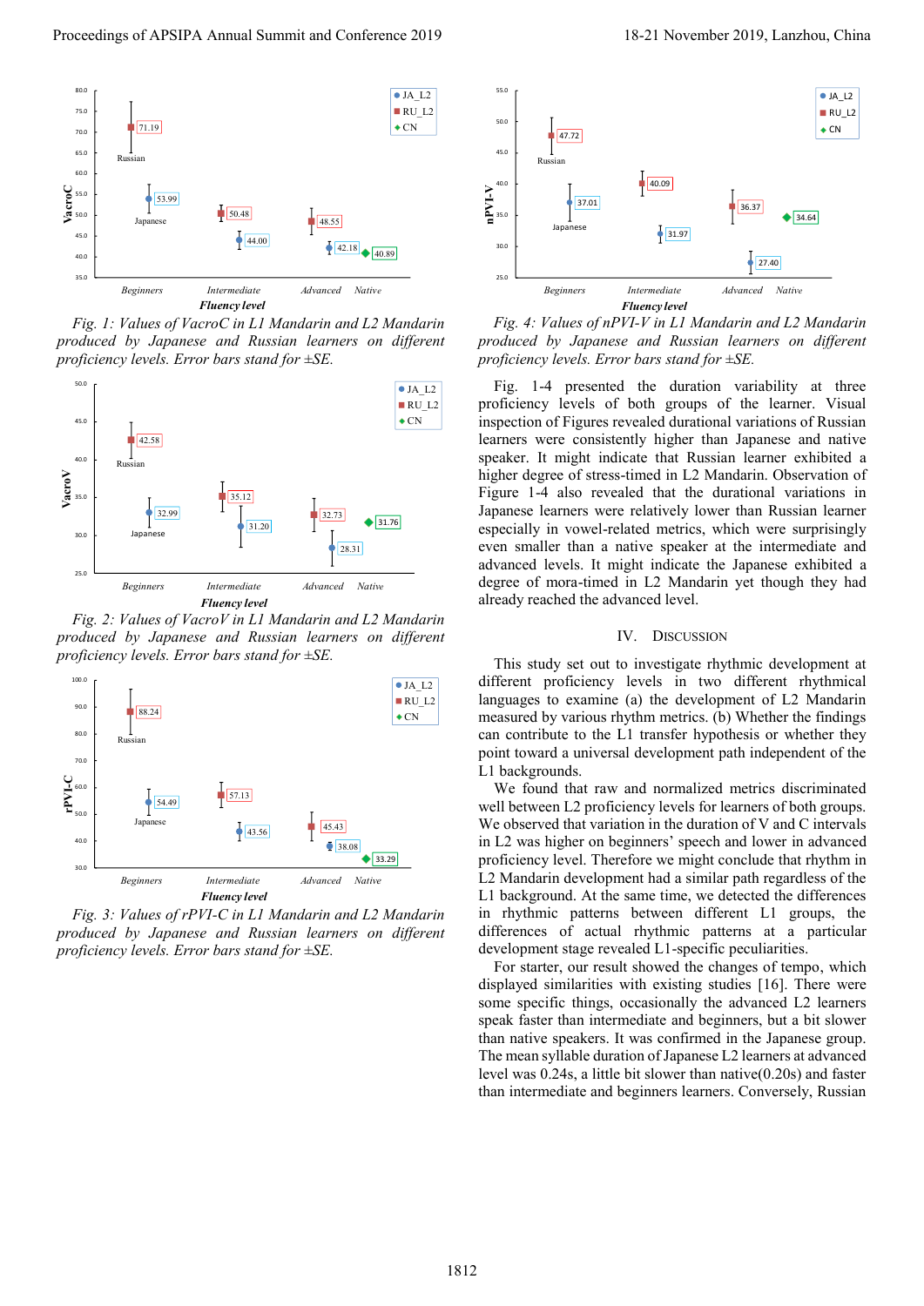*Fig. 1: Values of VacroC in L1 Mandarin and L2 Mandarin produced by Japanese and Russian learners on different proficiency levels. Error bars stand for ±SE.*

*Fig. 2: Values of VacroV in L1 Mandarin and L2 Mandarin produced by Japanese and Russian learners on different proficiency levels. Error bars stand for ±SE.*

*Fig. 3: Values of rPVI-C in L1 Mandarin and L2 Mandarin produced by Japanese and Russian learners on different proficiency levels. Error bars stand for ±SE.*

*Fig. 4: Values of nPVI-V in L1 Mandarin and L2 Mandarin produced by Japanese and Russian learners on different proficiency levels. Error bars stand for ±SE.*

Fig. 1-4 presented the duration variability at three proficiency levels of both groups of the learner. Visual inspection of Figures revealed durational variations of Russian learners were consistently higher than Japanese and native speaker. It might indicate that Russian learner exhibited a higher degree of stress-timed in L2 Mandarin. Observation of Figure 1-4 also revealed that the durational variations in Japanese learners were relatively lower than Russian learner especially in vowel-related metrics, which were surprisingly even smaller than a native speaker at the intermediate and advanced levels. It might indicate the Japanese exhibited a degree of mora-timed in L2 Mandarin yet though they had already reached the advanced level.

## IV. Discussion

This study set out to investigate rhythmic development at different proficiency levels in two different rhythmical languages to examine (a) the development of L2 Mandarin measured by various rhythm metrics. (b) Whether the findings can contribute to the L1 transfer hypothesis or whether they point toward a universal development path independent of the L1 backgrounds.

We found that raw and normalized metrics discriminated well between L2 proficiency levels for learners of both groups. We observed that variation in the duration of V and C intervals in L2 was higher on beginners' speech and lower in advanced proficiency level. Therefore we might conclude that rhythm in L2 Mandarin development had a similar path regardless of the L1 background. At the same time, we detected the differences in rhythmic patterns between different L1 groups, the differences of actual rhythmic patterns at a particular development stage revealed L1-specific peculiarities.

For starter, our result showed the changes of tempo, which displayed similarities with existing studies [16]. There were some specific things, occasionally the advanced L2 learners speak faster than intermediate and beginners, but a bit slower than native speakers. It was confirmed in the Japanese group. The mean syllable duration of Japanese L2 learners at advanced level was 0.24s, a little bit slower than native(0.20s) and faster than intermediate and beginners learners. Conversely, Russian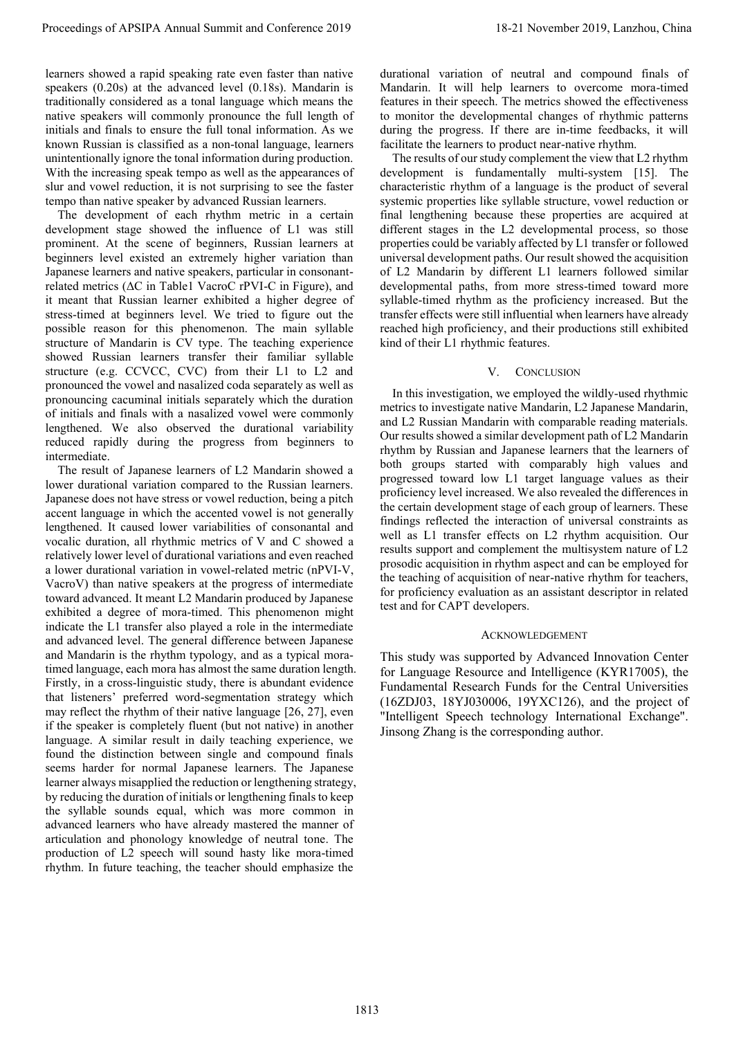learners showed a rapid speaking rate even faster than native speakers (0.20s) at the advanced level (0.18s). Mandarin is traditionally considered as a tonal language which means the native speakers will commonly pronounce the full length of initials and finals to ensure the full tonal information. As we known Russian is classified as a non-tonal language, learners unintentionally ignore the tonal information during production. With the increasing speak tempo as well as the appearances of slur and vowel reduction, it is not surprising to see the faster tempo than native speaker by advanced Russian learners.

The development of each rhythm metric in a certain development stage showed the influence of L1 was still prominent. At the scene of beginners, Russian learners at beginners level existed an extremely higher variation than Japanese learners and native speakers, particular in consonant-related metrics (ΔC in Table1 VacroC rPVI-C in Figure), and it meant that Russian learner exhibited a higher degree of stress-timed at beginners level. We tried to figure out the possible reason for this phenomenon. The main syllable structure of Mandarin is CV type. The teaching experience showed Russian learners transfer their familiar syllable structure (e.g. CCVCC, CVC) from their L1 to L2 and pronounced the vowel and nasalized coda separately as well as pronouncing cacuminal initials separately which the duration of initials and finals with a nasalized vowel were commonly lengthened. We also observed the durational variability reduced rapidly during the progress from beginners to intermediate.

The result of Japanese learners of L2 Mandarin showed a lower durational variation compared to the Russian learners. Japanese does not have stress or vowel reduction, being a pitch accent language in which the accented vowel is not generally lengthened. It caused lower variabilities of consonantal and vocalic duration, all rhythmic metrics of V and C showed a relatively lower level of durational variations and even reached a lower durational variation in vowel-related metric (nPVI-V, VacroV) than native speakers at the progress of intermediate toward advanced. It meant L2 Mandarin produced by Japanese exhibited a degree of mora-timed. This phenomenon might indicate the L1 transfer also played a role in the intermediate and advanced level. The general difference between Japanese and Mandarin is the rhythm typology, and as a typical mora-timed language, each mora has almost the same duration length. Firstly, in a cross-linguistic study, there is abundant evidence that listeners' preferred word-segmentation strategy which may reflect the rhythm of their native language [26, 27], even if the speaker is completely fluent (but not native) in another language. A similar result in daily teaching experience, we found the distinction between single and compound finals seems harder for normal Japanese learners. The Japanese learner always misapplied the reduction or lengthening strategy, by reducing the duration of initials or lengthening finals to keep the syllable sounds equal, which was more common in advanced learners who have already mastered the manner of articulation and phonology knowledge of neutral tone. The production of L2 speech will sound hasty like mora-timed rhythm. In future teaching, the teacher should emphasize the durational variation of neutral and compound finals of Mandarin. It will help learners to overcome mora-timed features in their speech. The metrics showed the effectiveness to monitor the developmental changes of rhythmic patterns during the progress. If there are in-time feedbacks, it will facilitate the learners to product near-native rhythm.

The results of our study complement the view that L2 rhythm development is fundamentally multi-system [15]. The characteristic rhythm of a language is the product of several systemic properties like syllable structure, vowel reduction or final lengthening because these properties are acquired at different stages in the L2 developmental process, so those properties could be variably affected by L1 transfer or followed universal development paths. Our result showed the acquisition of L2 Mandarin by different L1 learners followed similar developmental paths, from more stress-timed toward more syllable-timed rhythm as the proficiency increased. But the transfer effects were still influential when learners have already reached high proficiency, and their productions still exhibited kind of their L1 rhythmic features.

## V. Conclusion

In this investigation, we employed the wildly-used rhythmic metrics to investigate native Mandarin, L2 Japanese Mandarin, and L2 Russian Mandarin with comparable reading materials. Our results showed a similar development path of L2 Mandarin rhythm by Russian and Japanese learners that the learners of both groups started with comparably high values and progressed toward low L1 target language values as their proficiency level increased. We also revealed the differences in the certain development stage of each group of learners. These findings reflected the interaction of universal constraints as well as L1 transfer effects on L2 rhythm acquisition. Our results support and complement the multisystem nature of L2 prosodic acquisition in rhythm aspect and can be employed for the teaching of acquisition of near-native rhythm for teachers, for proficiency evaluation as an assistant descriptor in related test and for CAPT developers.

## Acknowledgement

This study was supported by Advanced Innovation Center for Language Resource and Intelligence (KYR17005), the Fundamental Research Funds for the Central Universities (16ZDJ03, 18YJ030006, 19YXC126), and the project of "Intelligent Speech technology International Exchange". Jinsong Zhang is the corresponding author.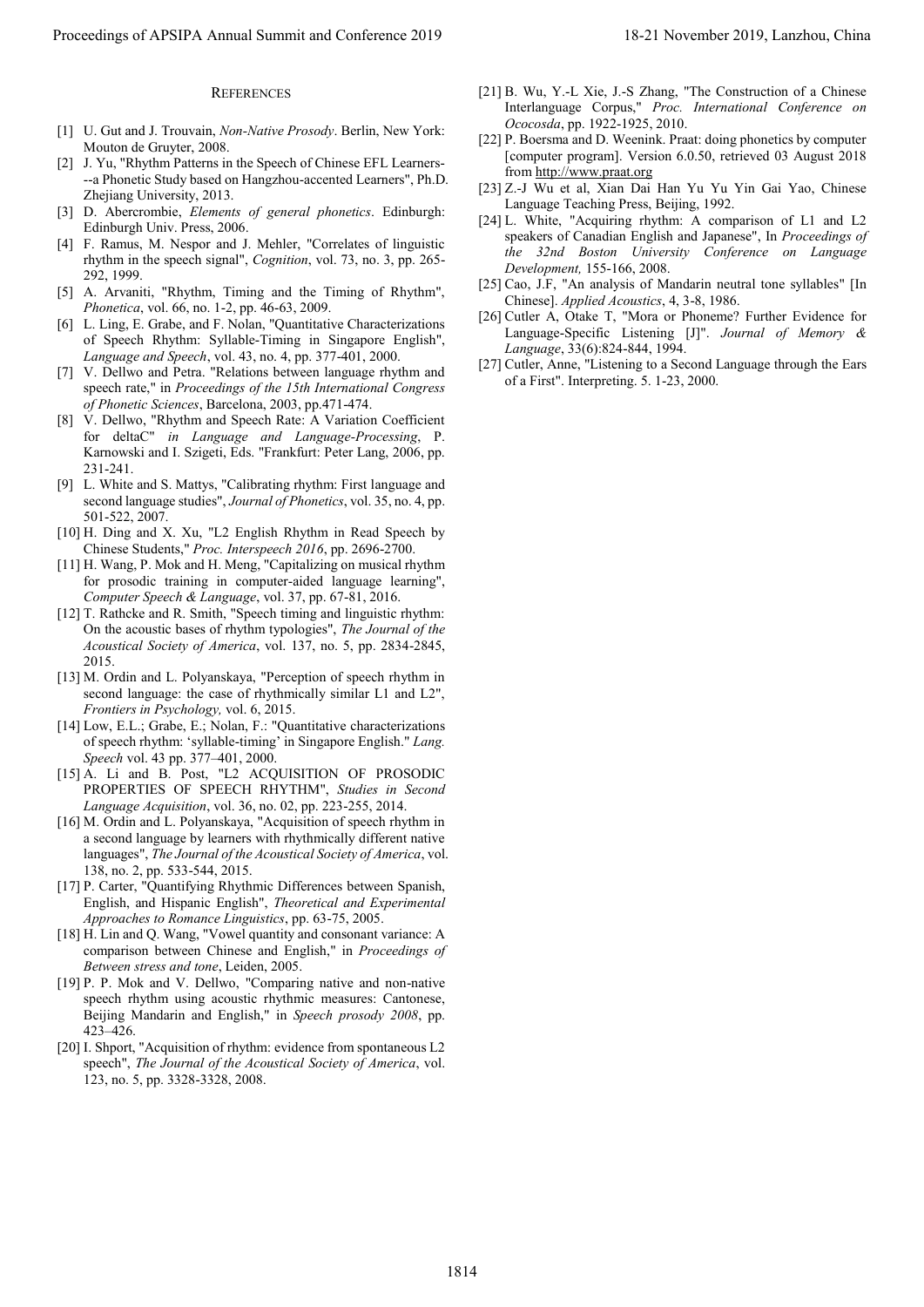## References

[1] U. Gut and J. Trouvain, *Non-Native Prosody*. Berlin, New York: Mouton de Gruyter, 2008.

[2] J. Yu, "Rhythm Patterns in the Speech of Chinese EFL Learners---a Phonetic Study based on Hangzhou-accented Learners", Ph.D. Zhejiang University, 2013.

[3] D. Abercrombie, *Elements of general phonetics*. Edinburgh: Edinburgh Univ. Press, 2006.

[4] F. Ramus, M. Nespor and J. Mehler, "Correlates of linguistic rhythm in the speech signal", *Cognition*, vol. 73, no. 3, pp. 265-292, 1999.

[5] A. Arvaniti, "Rhythm, Timing and the Timing of Rhythm", *Phonetica*, vol. 66, no. 1-2, pp. 46-63, 2009.

[6] L. Ling, E. Grabe, and F. Nolan, "Quantitative Characterizations of Speech Rhythm: Syllable-Timing in Singapore English", *Language and Speech*, vol. 43, no. 4, pp. 377-401, 2000.

[7] V. Dellwo and Petra. "Relations between language rhythm and speech rate," in *Proceedings of the 15th International Congress of Phonetic Sciences*, Barcelona, 2003, pp.471-474.

[8] V. Dellwo, "Rhythm and Speech Rate: A Variation Coefficient for deltaC" *in Language and Language-Processing*, P. Karnowski and I. Szigeti, Eds. "Frankfurt: Peter Lang, 2006, pp. 231-241.

[9] L. White and S. Mattys, "Calibrating rhythm: First language and second language studies", *Journal of Phonetics*, vol. 35, no. 4, pp. 501-522, 2007.

[10] H. Ding and X. Xu, "L2 English Rhythm in Read Speech by Chinese Students," *Proc. Interspeech 2016*, pp. 2696-2700.

[11] H. Wang, P. Mok and H. Meng, "Capitalizing on musical rhythm for prosodic training in computer-aided language learning", *Computer Speech & Language*, vol. 37, pp. 67-81, 2016.

[12] T. Rathcke and R. Smith, "Speech timing and linguistic rhythm: On the acoustic bases of rhythm typologies", *The Journal of the Acoustical Society of America*, vol. 137, no. 5, pp. 2834-2845, 2015.

[13] M. Ordin and L. Polyanskaya, "Perception of speech rhythm in second language: the case of rhythmically similar L1 and L2", *Frontiers in Psychology,* vol. 6, 2015.

[14] Low, E.L.; Grabe, E.; Nolan, F.: "Quantitative characterizations of speech rhythm: 'syllable-timing' in Singapore English." *Lang. Speech* vol. 43 pp. 377–401, 2000.

[15] A. Li and B. Post, "L2 ACQUISITION OF PROSODIC PROPERTIES OF SPEECH RHYTHM", *Studies in Second Language Acquisition*, vol. 36, no. 02, pp. 223-255, 2014.

[16] M. Ordin and L. Polyanskaya, "Acquisition of speech rhythm in a second language by learners with rhythmically different native languages", *The Journal of the Acoustical Society of America*, vol. 138, no. 2, pp. 533-544, 2015.

[17] P. Carter, "Quantifying Rhythmic Differences between Spanish, English, and Hispanic English", *Theoretical and Experimental Approaches to Romance Linguistics*, pp. 63-75, 2005.

[18] H. Lin and Q. Wang, "Vowel quantity and consonant variance: A comparison between Chinese and English," in *Proceedings of Between stress and tone*, Leiden, 2005.

[19] P. P. Mok and V. Dellwo, "Comparing native and non-native speech rhythm using acoustic rhythmic measures: Cantonese, Beijing Mandarin and English," in *Speech prosody 2008*, pp. 423–426.

[20] I. Shport, "Acquisition of rhythm: evidence from spontaneous L2 speech", *The Journal of the Acoustical Society of America*, vol. 123, no. 5, pp. 3328-3328, 2008.

[21] B. Wu, Y.-L Xie, J.-S Zhang, "The Construction of a Chinese Interlanguage Corpus," *Proc. International Conference on Ococosda*, pp. 1922-1925, 2010.

[22] P. Boersma and D. Weenink. Praat: doing phonetics by computer [computer program]. Version 6.0.50, retrieved 03 August 2018 from http://www.praat.org

[23] Z.-J Wu et al, Xian Dai Han Yu Yu Yin Gai Yao, Chinese Language Teaching Press, Beijing, 1992.

[24] L. White, "Acquiring rhythm: A comparison of L1 and L2 speakers of Canadian English and Japanese", In *Proceedings of the 32nd Boston University Conference on Language Development,* 155-166, 2008.

[25] Cao, J.F, "An analysis of Mandarin neutral tone syllables" [In Chinese]. *Applied Acoustics*, 4, 3-8, 1986.

[26] Cutler A, Otake T, "Mora or Phoneme? Further Evidence for Language-Specific Listening [J]". *Journal of Memory & Language*, 33(6):824-844, 1994.

[27] Cutler, Anne, "Listening to a Second Language through the Ears of a First". Interpreting. 5. 1-23, 2000.